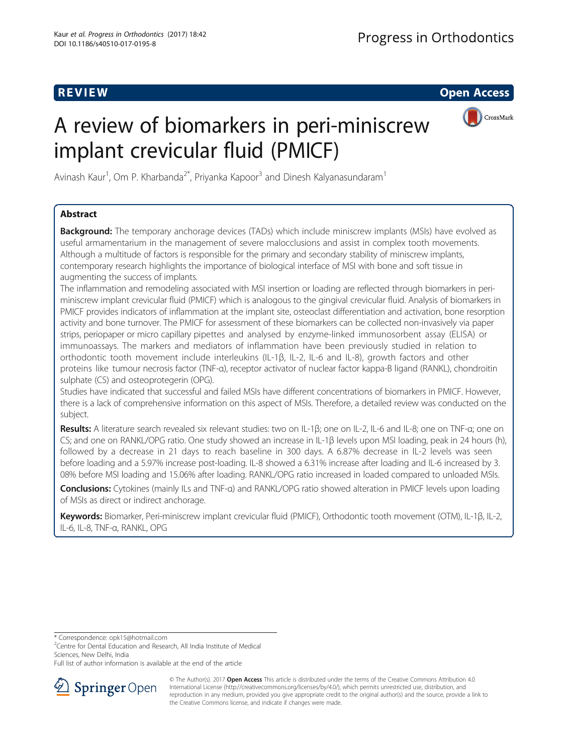REVIEW Open Access

# A review of biomarkers in peri-miniscrew implant crevicular fluid (PMICF)

Avinash Kaur[1], Om P. Kharbanda[2*], Priyanka Kapoor[3] and Dinesh Kalyanasundaram[1]

## Abstract

**Background:** The temporary anchorage devices (TADs) which include miniscrew implants (MSIs) have evolved as useful armamentarium in the management of severe malocclusions and assist in complex tooth movements. Although a multitude of factors is responsible for the primary and secondary stability of miniscrew implants, contemporary research highlights the importance of biological interface of MSI with bone and soft tissue in augmenting the success of implants.

The inflammation and remodeling associated with MSI insertion or loading are reflected through biomarkers in peri-miniscrew implant crevicular fluid (PMICF) which is analogous to the gingival crevicular fluid. Analysis of biomarkers in PMICF provides indicators of inflammation at the implant site, osteoclast differentiation and activation, bone resorption activity and bone turnover. The PMICF for assessment of these biomarkers can be collected non-invasively via paper strips, periopaper or micro capillary pipettes and analysed by enzyme-linked immunosorbent assay (ELISA) or immunoassays. The markers and mediators of inflammation have been previously studied in relation to orthodontic tooth movement include interleukins (IL-1β, IL-2, IL-6 and IL-8), growth factors and other proteins like tumour necrosis factor (TNF-α), receptor activator of nuclear factor kappa-B ligand (RANKL), chondroitin sulphate (CS) and osteoprotegerin (OPG).

Studies have indicated that successful and failed MSIs have different concentrations of biomarkers in PMICF. However, there is a lack of comprehensive information on this aspect of MSIs. Therefore, a detailed review was conducted on the subject.

**Results:** A literature search revealed six relevant studies: two on IL-1β; one on IL-2, IL-6 and IL-8; one on TNF-α; one on CS; and one on RANKL/OPG ratio. One study showed an increase in IL-1β levels upon MSI loading, peak in 24 hours (h), followed by a decrease in 21 days to reach baseline in 300 days. A 6.87% decrease in IL-2 levels was seen before loading and a 5.97% increase post-loading. IL-8 showed a 6.31% increase after loading and IL-6 increased by 3.08% before MSI loading and 15.06% after loading. RANKL/OPG ratio increased in loaded compared to unloaded MSIs.

**Conclusions:** Cytokines (mainly ILs and TNF-α) and RANKL/OPG ratio showed alteration in PMICF levels upon loading of MSIs as direct or indirect anchorage.

**Keywords:** Biomarker, Peri-miniscrew implant crevicular fluid (PMICF), Orthodontic tooth movement (OTM), IL-1β, IL-2, IL-6, IL-8, TNF-α, RANKL, OPG

---

\* Correspondence: opk15@hotmail.com
[2]Centre for Dental Education and Research, All India Institute of Medical Sciences, New Delhi, India
Full list of author information is available at the end of the article

© The Author(s). 2017 **Open Access** This article is distributed under the terms of the Creative Commons Attribution 4.0 International License (http://creativecommons.org/licenses/by/4.0/), which permits unrestricted use, distribution, and reproduction in any medium, provided you give appropriate credit to the original author(s) and the source, provide a link to the Creative Commons license, and indicate if changes were made.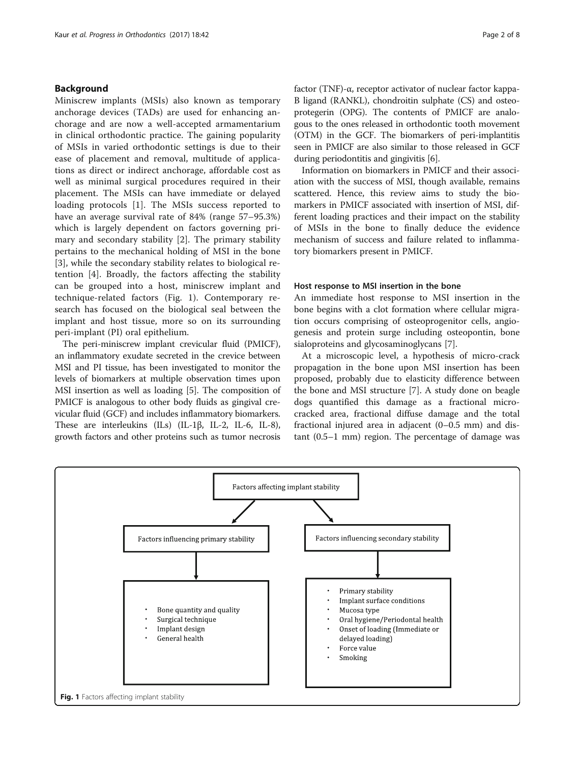## Background

Miniscrew implants (MSIs) also known as temporary anchorage devices (TADs) are used for enhancing anchorage and are now a well-accepted armamentarium in clinical orthodontic practice. The gaining popularity of MSIs in varied orthodontic settings is due to their ease of placement and removal, multitude of applications as direct or indirect anchorage, affordable cost as well as minimal surgical procedures required in their placement. The MSIs can have immediate or delayed loading protocols [1]. The MSIs success reported to have an average survival rate of 84% (range 57–95.3%) which is largely dependent on factors governing primary and secondary stability [2]. The primary stability pertains to the mechanical holding of MSI in the bone [3], while the secondary stability relates to biological retention [4]. Broadly, the factors affecting the stability can be grouped into a host, miniscrew implant and technique-related factors (Fig. 1). Contemporary research has focused on the biological seal between the implant and host tissue, more so on its surrounding peri-implant (PI) oral epithelium.

The peri-miniscrew implant crevicular fluid (PMICF), an inflammatory exudate secreted in the crevice between MSI and PI tissue, has been investigated to monitor the levels of biomarkers at multiple observation times upon MSI insertion as well as loading [5]. The composition of PMICF is analogous to other body fluids as gingival crevicular fluid (GCF) and includes inflammatory biomarkers. These are interleukins (ILs) (IL-1β, IL-2, IL-6, IL-8), growth factors and other proteins such as tumor necrosis factor (TNF)-α, receptor activator of nuclear factor kappa-B ligand (RANKL), chondroitin sulphate (CS) and osteoprotegerin (OPG). The contents of PMICF are analogous to the ones released in orthodontic tooth movement (OTM) in the GCF. The biomarkers of peri-implantitis seen in PMICF are also similar to those released in GCF during periodontitis and gingivitis [6].

Information on biomarkers in PMICF and their association with the success of MSI, though available, remains scattered. Hence, this review aims to study the biomarkers in PMICF associated with insertion of MSI, different loading practices and their impact on the stability of MSIs in the bone to finally deduce the evidence mechanism of success and failure related to inflammatory biomarkers present in PMICF.

### Host response to MSI insertion in the bone

An immediate host response to MSI insertion in the bone begins with a clot formation where cellular migration occurs comprising of osteoprogenitor cells, angiogenesis and protein surge including osteopontin, bone sialoproteins and glycosaminoglycans [7].

At a microscopic level, a hypothesis of micro-crack propagation in the bone upon MSI insertion has been proposed, probably due to elasticity difference between the bone and MSI structure [7]. A study done on beagle dogs quantified this damage as a fractional micro-cracked area, fractional diffuse damage and the total fractional injured area in adjacent (0–0.5 mm) and distant (0.5–1 mm) region. The percentage of damage was

Factors affecting implant stability

- Factors influencing primary stability
  - Bone quantity and quality
  - Surgical technique
  - Implant design
  - General health
- Factors influencing secondary stability
  - Primary stability
  - Implant surface conditions
  - Mucosa type
  - Oral hygiene/Periodontal health
  - Onset of loading (Immediate or delayed loading)
  - Force value
  - Smoking

**Fig. 1** Factors affecting implant stability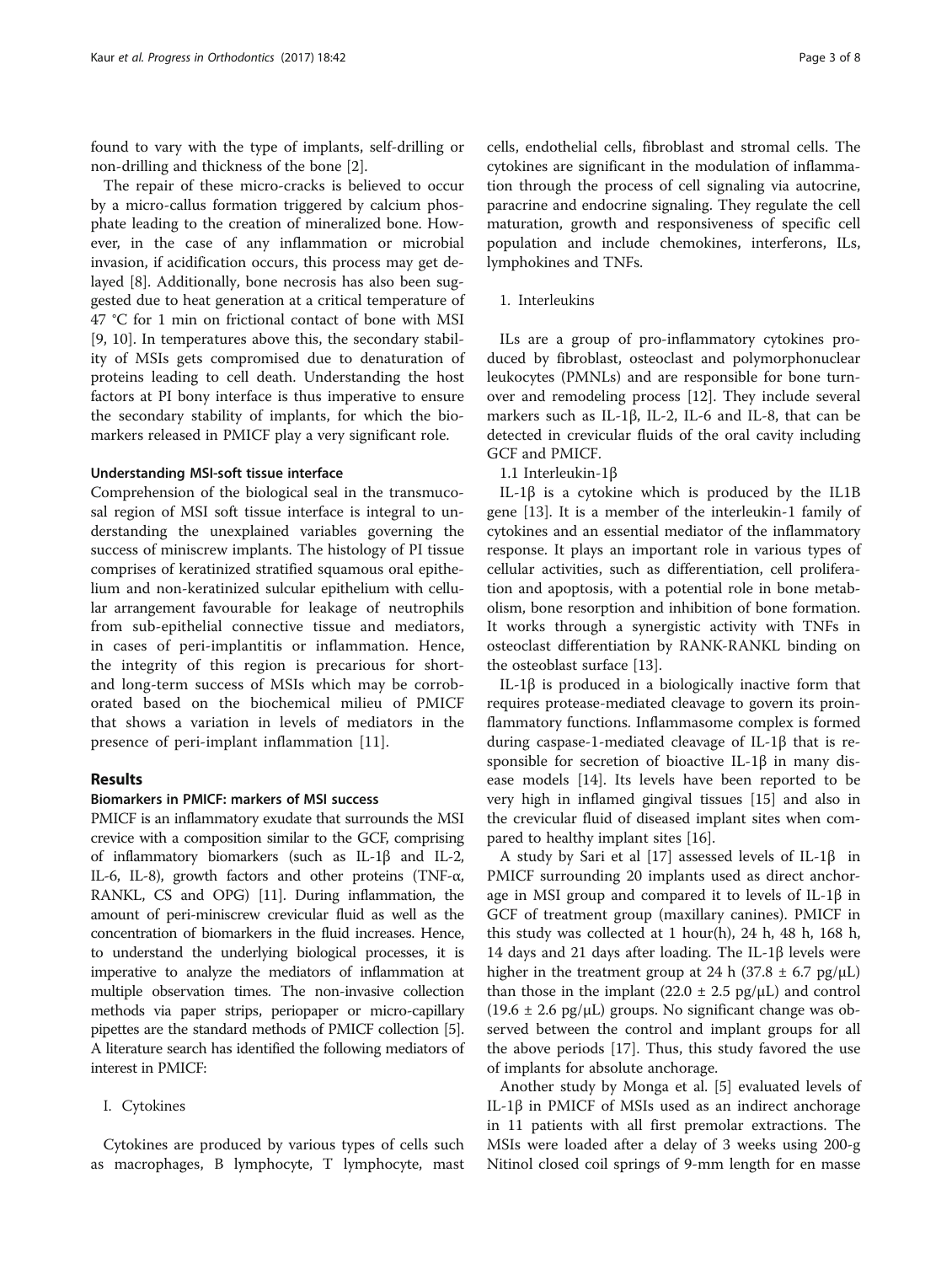found to vary with the type of implants, self-drilling or non-drilling and thickness of the bone [2].

The repair of these micro-cracks is believed to occur by a micro-callus formation triggered by calcium phosphate leading to the creation of mineralized bone. However, in the case of any inflammation or microbial invasion, if acidification occurs, this process may get delayed [8]. Additionally, bone necrosis has also been suggested due to heat generation at a critical temperature of 47 °C for 1 min on frictional contact of bone with MSI [9, 10]. In temperatures above this, the secondary stability of MSIs gets compromised due to denaturation of proteins leading to cell death. Understanding the host factors at PI bony interface is thus imperative to ensure the secondary stability of implants, for which the biomarkers released in PMICF play a very significant role.

### Understanding MSI-soft tissue interface

Comprehension of the biological seal in the transmucosal region of MSI soft tissue interface is integral to understanding the unexplained variables governing the success of miniscrew implants. The histology of PI tissue comprises of keratinized stratified squamous oral epithelium and non-keratinized sulcular epithelium with cellular arrangement favourable for leakage of neutrophils from sub-epithelial connective tissue and mediators, in cases of peri-implantitis or inflammation. Hence, the integrity of this region is precarious for short- and long-term success of MSIs which may be corroborated based on the biochemical milieu of PMICF that shows a variation in levels of mediators in the presence of peri-implant inflammation [11].

## Results

### Biomarkers in PMICF: markers of MSI success

PMICF is an inflammatory exudate that surrounds the MSI crevice with a composition similar to the GCF, comprising of inflammatory biomarkers (such as IL-1β and IL-2, IL-6, IL-8), growth factors and other proteins (TNF-α, RANKL, CS and OPG) [11]. During inflammation, the amount of peri-miniscrew crevicular fluid as well as the concentration of biomarkers in the fluid increases. Hence, to understand the underlying biological processes, it is imperative to analyze the mediators of inflammation at multiple observation times. The non-invasive collection methods via paper strips, periopaper or micro-capillary pipettes are the standard methods of PMICF collection [5]. A literature search has identified the following mediators of interest in PMICF:

I. Cytokines

Cytokines are produced by various types of cells such as macrophages, B lymphocyte, T lymphocyte, mast cells, endothelial cells, fibroblast and stromal cells. The cytokines are significant in the modulation of inflammation through the process of cell signaling via autocrine, paracrine and endocrine signaling. They regulate the cell maturation, growth and responsiveness of specific cell population and include chemokines, interferons, ILs, lymphokines and TNFs.

1. Interleukins

ILs are a group of pro-inflammatory cytokines produced by fibroblast, osteoclast and polymorphonuclear leukocytes (PMNLs) and are responsible for bone turnover and remodeling process [12]. They include several markers such as IL-1β, IL-2, IL-6 and IL-8, that can be detected in crevicular fluids of the oral cavity including GCF and PMICF.

1.1 Interleukin-1β

IL-1β is a cytokine which is produced by the IL1B gene [13]. It is a member of the interleukin-1 family of cytokines and an essential mediator of the inflammatory response. It plays an important role in various types of cellular activities, such as differentiation, cell proliferation and apoptosis, with a potential role in bone metabolism, bone resorption and inhibition of bone formation. It works through a synergistic activity with TNFs in osteoclast differentiation by RANK-RANKL binding on the osteoblast surface [13].

IL-1β is produced in a biologically inactive form that requires protease-mediated cleavage to govern its proinflammatory functions. Inflammasome complex is formed during caspase-1-mediated cleavage of IL-1β that is responsible for secretion of bioactive IL-1β in many disease models [14]. Its levels have been reported to be very high in inflamed gingival tissues [15] and also in the crevicular fluid of diseased implant sites when compared to healthy implant sites [16].

A study by Sari et al [17] assessed levels of IL-1β in PMICF surrounding 20 implants used as direct anchorage in MSI group and compared it to levels of IL-1β in GCF of treatment group (maxillary canines). PMICF in this study was collected at 1 hour(h), 24 h, 48 h, 168 h, 14 days and 21 days after loading. The IL-1β levels were higher in the treatment group at 24 h (37.8 ± 6.7 pg/μL) than those in the implant (22.0 ± 2.5 pg/μL) and control (19.6 ± 2.6 pg/μL) groups. No significant change was observed between the control and implant groups for all the above periods [17]. Thus, this study favored the use of implants for absolute anchorage.

Another study by Monga et al. [5] evaluated levels of IL-1β in PMICF of MSIs used as an indirect anchorage in 11 patients with all first premolar extractions. The MSIs were loaded after a delay of 3 weeks using 200-g Nitinol closed coil springs of 9-mm length for en masse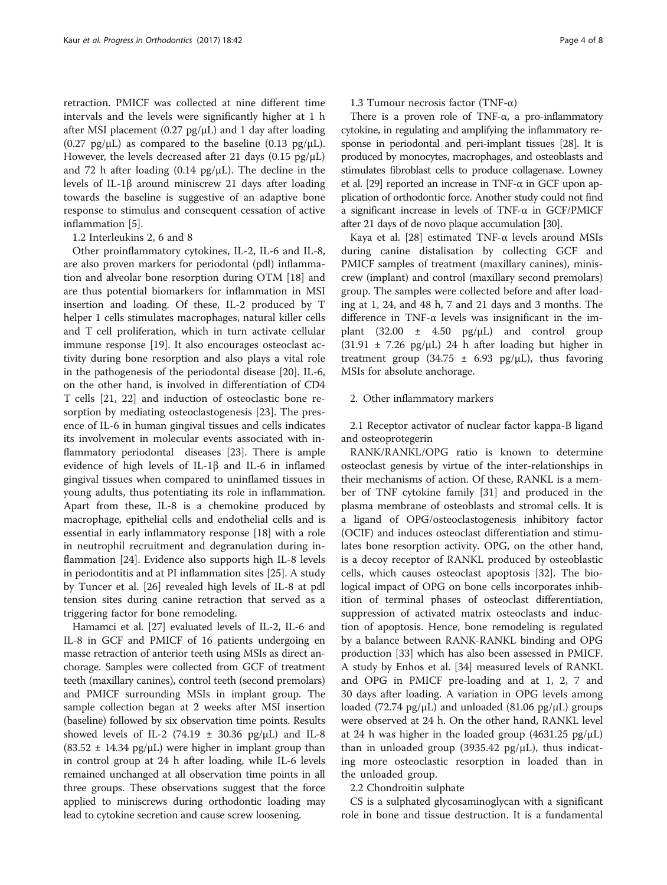retraction. PMICF was collected at nine different time intervals and the levels were significantly higher at 1 h after MSI placement (0.27 pg/μL) and 1 day after loading (0.27 pg/μL) as compared to the baseline (0.13 pg/μL). However, the levels decreased after 21 days (0.15 pg/μL) and 72 h after loading (0.14 pg/μL). The decline in the levels of IL-1β around miniscrew 21 days after loading towards the baseline is suggestive of an adaptive bone response to stimulus and consequent cessation of active inflammation [5].

1.2 Interleukins 2, 6 and 8

Other proinflammatory cytokines, IL-2, IL-6 and IL-8, are also proven markers for periodontal (pdl) inflammation and alveolar bone resorption during OTM [18] and are thus potential biomarkers for inflammation in MSI insertion and loading. Of these, IL-2 produced by T helper 1 cells stimulates macrophages, natural killer cells and T cell proliferation, which in turn activate cellular immune response [19]. It also encourages osteoclast activity during bone resorption and also plays a vital role in the pathogenesis of the periodontal disease [20]. IL-6, on the other hand, is involved in differentiation of CD4 T cells [21, 22] and induction of osteoclastic bone resorption by mediating osteoclastogenesis [23]. The presence of IL-6 in human gingival tissues and cells indicates its involvement in molecular events associated with inflammatory periodontal diseases [23]. There is ample evidence of high levels of IL-1β and IL-6 in inflamed gingival tissues when compared to uninflamed tissues in young adults, thus potentiating its role in inflammation. Apart from these, IL-8 is a chemokine produced by macrophage, epithelial cells and endothelial cells and is essential in early inflammatory response [18] with a role in neutrophil recruitment and degranulation during inflammation [24]. Evidence also supports high IL-8 levels in periodontitis and at PI inflammation sites [25]. A study by Tuncer et al. [26] revealed high levels of IL-8 at pdl tension sites during canine retraction that served as a triggering factor for bone remodeling.

Hamamci et al. [27] evaluated levels of IL-2, IL-6 and IL-8 in GCF and PMICF of 16 patients undergoing en masse retraction of anterior teeth using MSIs as direct anchorage. Samples were collected from GCF of treatment teeth (maxillary canines), control teeth (second premolars) and PMICF surrounding MSIs in implant group. The sample collection began at 2 weeks after MSI insertion (baseline) followed by six observation time points. Results showed levels of IL-2 (74.19 ± 30.36 pg/μL) and IL-8 (83.52 ± 14.34 pg/μL) were higher in implant group than in control group at 24 h after loading, while IL-6 levels remained unchanged at all observation time points in all three groups. These observations suggest that the force applied to miniscrews during orthodontic loading may lead to cytokine secretion and cause screw loosening.

1.3 Tumour necrosis factor (TNF-α)

There is a proven role of TNF-α, a pro-inflammatory cytokine, in regulating and amplifying the inflammatory response in periodontal and peri-implant tissues [28]. It is produced by monocytes, macrophages, and osteoblasts and stimulates fibroblast cells to produce collagenase. Lowney et al. [29] reported an increase in TNF-α in GCF upon application of orthodontic force. Another study could not find a significant increase in levels of TNF-α in GCF/PMICF after 21 days of de novo plaque accumulation [30].

Kaya et al. [28] estimated TNF-α levels around MSIs during canine distalisation by collecting GCF and PMICF samples of treatment (maxillary canines), miniscrew (implant) and control (maxillary second premolars) group. The samples were collected before and after loading at 1, 24, and 48 h, 7 and 21 days and 3 months. The difference in TNF-α levels was insignificant in the implant (32.00 ± 4.50 pg/μL) and control group (31.91 ± 7.26 pg/μL) 24 h after loading but higher in treatment group (34.75 ± 6.93 pg/μL), thus favoring MSIs for absolute anchorage.

2. Other inflammatory markers

2.1 Receptor activator of nuclear factor kappa-B ligand and osteoprotegerin

RANK/RANKL/OPG ratio is known to determine osteoclast genesis by virtue of the inter-relationships in their mechanisms of action. Of these, RANKL is a member of TNF cytokine family [31] and produced in the plasma membrane of osteoblasts and stromal cells. It is a ligand of OPG/osteoclastogenesis inhibitory factor (OCIF) and induces osteoclast differentiation and stimulates bone resorption activity. OPG, on the other hand, is a decoy receptor of RANKL produced by osteoblastic cells, which causes osteoclast apoptosis [32]. The biological impact of OPG on bone cells incorporates inhibition of terminal phases of osteoclast differentiation, suppression of activated matrix osteoclasts and induction of apoptosis. Hence, bone remodeling is regulated by a balance between RANK-RANKL binding and OPG production [33] which has also been assessed in PMICF. A study by Enhos et al. [34] measured levels of RANKL and OPG in PMICF pre-loading and at 1, 2, 7 and 30 days after loading. A variation in OPG levels among loaded (72.74 pg/μL) and unloaded (81.06 pg/μL) groups were observed at 24 h. On the other hand, RANKL level at 24 h was higher in the loaded group (4631.25 pg/μL) than in unloaded group (3935.42 pg/μL), thus indicating more osteoclastic resorption in loaded than in the unloaded group.

2.2 Chondroitin sulphate

CS is a sulphated glycosaminoglycan with a significant role in bone and tissue destruction. It is a fundamental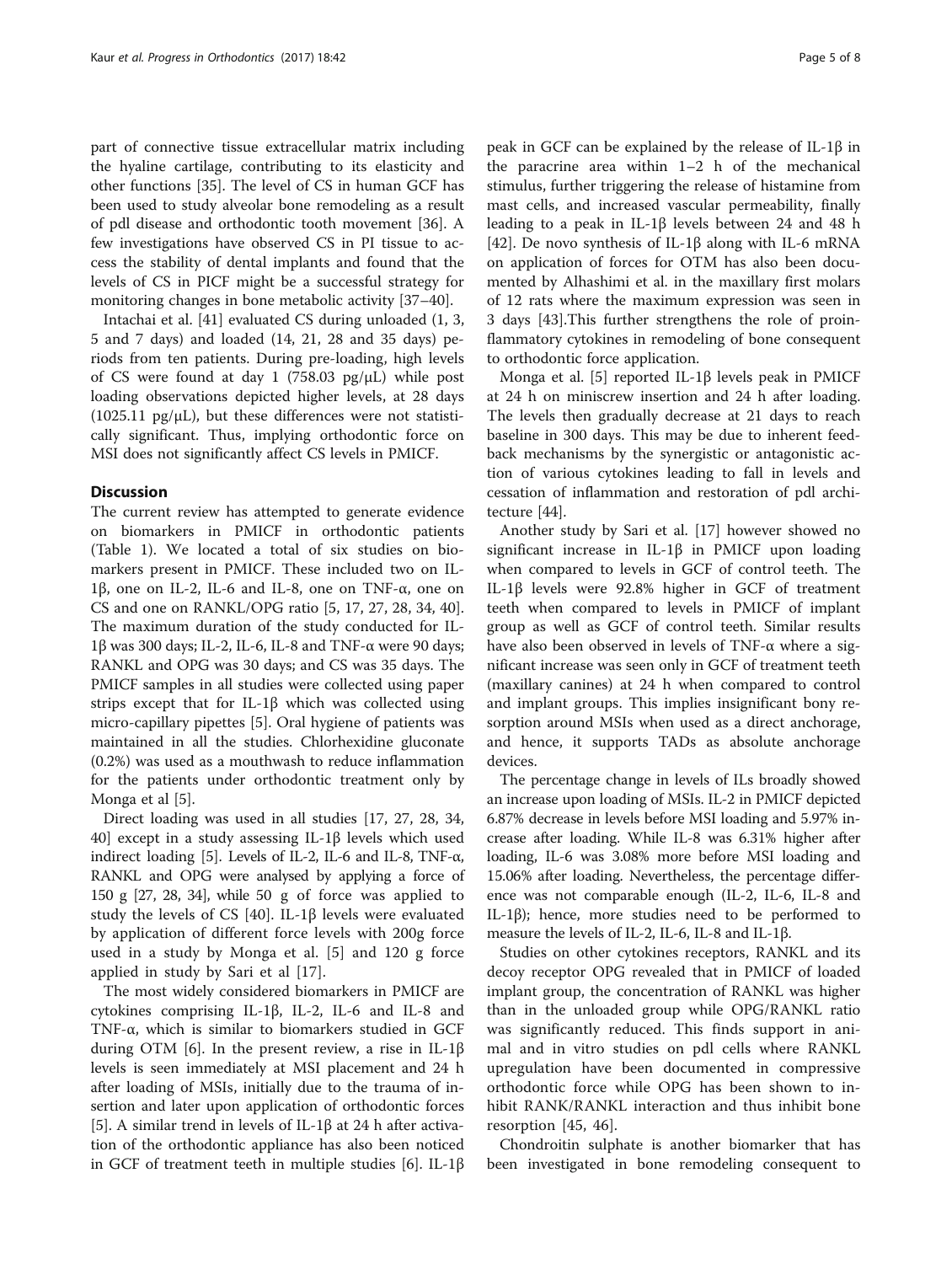part of connective tissue extracellular matrix including the hyaline cartilage, contributing to its elasticity and other functions [35]. The level of CS in human GCF has been used to study alveolar bone remodeling as a result of pdl disease and orthodontic tooth movement [36]. A few investigations have observed CS in PI tissue to access the stability of dental implants and found that the levels of CS in PICF might be a successful strategy for monitoring changes in bone metabolic activity [37–40].

Intachai et al. [41] evaluated CS during unloaded (1, 3, 5 and 7 days) and loaded (14, 21, 28 and 35 days) periods from ten patients. During pre-loading, high levels of CS were found at day 1 (758.03 pg/μL) while post loading observations depicted higher levels, at 28 days (1025.11 pg/μL), but these differences were not statistically significant. Thus, implying orthodontic force on MSI does not significantly affect CS levels in PMICF.

## Discussion

The current review has attempted to generate evidence on biomarkers in PMICF in orthodontic patients (Table 1). We located a total of six studies on biomarkers present in PMICF. These included two on IL-1β, one on IL-2, IL-6 and IL-8, one on TNF-α, one on CS and one on RANKL/OPG ratio [5, 17, 27, 28, 34, 40]. The maximum duration of the study conducted for IL-1β was 300 days; IL-2, IL-6, IL-8 and TNF-α were 90 days; RANKL and OPG was 30 days; and CS was 35 days. The PMICF samples in all studies were collected using paper strips except that for IL-1β which was collected using micro-capillary pipettes [5]. Oral hygiene of patients was maintained in all the studies. Chlorhexidine gluconate (0.2%) was used as a mouthwash to reduce inflammation for the patients under orthodontic treatment only by Monga et al [5].

Direct loading was used in all studies [17, 27, 28, 34, 40] except in a study assessing IL-1β levels which used indirect loading [5]. Levels of IL-2, IL-6 and IL-8, TNF-α, RANKL and OPG were analysed by applying a force of 150 g [27, 28, 34], while 50 g of force was applied to study the levels of CS [40]. IL-1β levels were evaluated by application of different force levels with 200g force used in a study by Monga et al. [5] and 120 g force applied in study by Sari et al [17].

The most widely considered biomarkers in PMICF are cytokines comprising IL-1β, IL-2, IL-6 and IL-8 and TNF-α, which is similar to biomarkers studied in GCF during OTM [6]. In the present review, a rise in IL-1β levels is seen immediately at MSI placement and 24 h after loading of MSIs, initially due to the trauma of insertion and later upon application of orthodontic forces [5]. A similar trend in levels of IL-1β at 24 h after activation of the orthodontic appliance has also been noticed in GCF of treatment teeth in multiple studies [6]. IL-1β peak in GCF can be explained by the release of IL-1β in the paracrine area within 1–2 h of the mechanical stimulus, further triggering the release of histamine from mast cells, and increased vascular permeability, finally leading to a peak in IL-1β levels between 24 and 48 h [42]. De novo synthesis of IL-1β along with IL-6 mRNA on application of forces for OTM has also been documented by Alhashimi et al. in the maxillary first molars of 12 rats where the maximum expression was seen in 3 days [43].This further strengthens the role of proinflammatory cytokines in remodeling of bone consequent to orthodontic force application.

Monga et al. [5] reported IL-1β levels peak in PMICF at 24 h on miniscrew insertion and 24 h after loading. The levels then gradually decrease at 21 days to reach baseline in 300 days. This may be due to inherent feedback mechanisms by the synergistic or antagonistic action of various cytokines leading to fall in levels and cessation of inflammation and restoration of pdl architecture [44].

Another study by Sari et al. [17] however showed no significant increase in IL-1β in PMICF upon loading when compared to levels in GCF of control teeth. The IL-1β levels were 92.8% higher in GCF of treatment teeth when compared to levels in PMICF of implant group as well as GCF of control teeth. Similar results have also been observed in levels of TNF-α where a significant increase was seen only in GCF of treatment teeth (maxillary canines) at 24 h when compared to control and implant groups. This implies insignificant bony resorption around MSIs when used as a direct anchorage, and hence, it supports TADs as absolute anchorage devices.

The percentage change in levels of ILs broadly showed an increase upon loading of MSIs. IL-2 in PMICF depicted 6.87% decrease in levels before MSI loading and 5.97% increase after loading. While IL-8 was 6.31% higher after loading, IL-6 was 3.08% more before MSI loading and 15.06% after loading. Nevertheless, the percentage difference was not comparable enough (IL-2, IL-6, IL-8 and IL-1β); hence, more studies need to be performed to measure the levels of IL-2, IL-6, IL-8 and IL-1β.

Studies on other cytokines receptors, RANKL and its decoy receptor OPG revealed that in PMICF of loaded implant group, the concentration of RANKL was higher than in the unloaded group while OPG/RANKL ratio was significantly reduced. This finds support in animal and in vitro studies on pdl cells where RANKL upregulation have been documented in compressive orthodontic force while OPG has been shown to inhibit RANK/RANKL interaction and thus inhibit bone resorption [45, 46].

Chondroitin sulphate is another biomarker that has been investigated in bone remodeling consequent to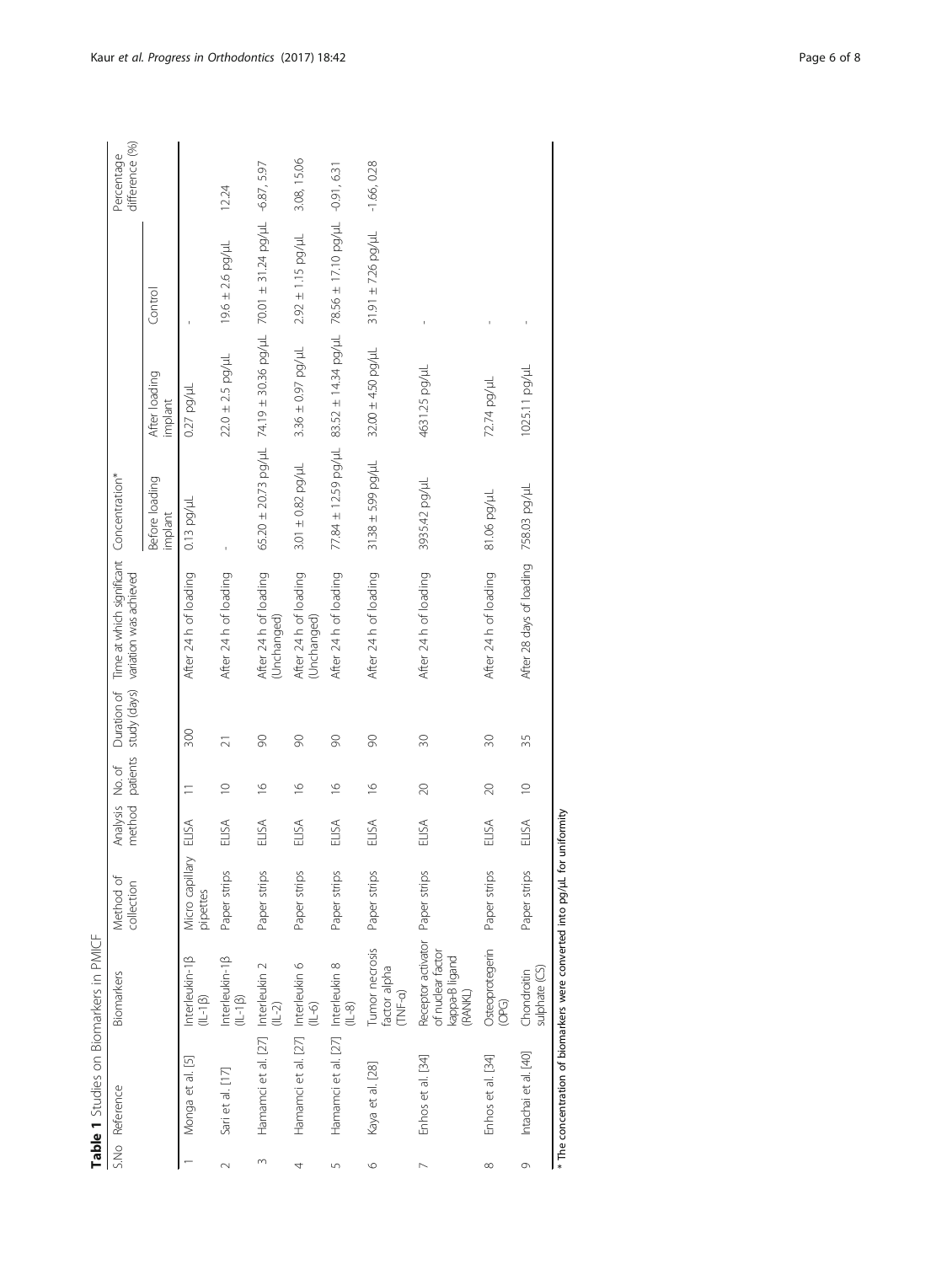**Table 1** Studies on Biomarkers in PMICF

| S.No | Reference | Biomarkers | Method of collection | Analysis method | No. of patients | Duration of study (days) | Time at which significant variation was achieved | Concentration* | | | Percentage difference (%) |
|---|---|---|---|---|---|---|---|---|---|---|---|
| | | | | | | | | Before loading implant | After loading implant | Control | |
| 1 | Monga et al. [5] | Interleukin-1β (IL-1β) | Micro capillary pipettes | ELISA | 11 | 300 | After 24 h of loading | 0.13 pg/μL | 0.27 pg/μL | - | |
| 2 | Sari et al. [17] | Interleukin-1β (IL-1β) | Paper strips | ELISA | 10 | 21 | After 24 h of loading | - | 22.0 ± 2.5 pg/μL | 19.6 ± 2.6 pg/μL | 12.24 |
| 3 | Hamamci et al. [27] | Interleukin 2 (IL-2) | Paper strips | ELISA | 16 | 90 | After 24 h of loading (Unchanged) | 65.20 ± 20.73 pg/μL | 74.19 ± 30.36 pg/μL | 70.01 ± 31.24 pg/μL | -6.87, 5.97 |
| 4 | Hamamci et al. [27] | Interleukin 6 (IL-6) | Paper strips | ELISA | 16 | 90 | After 24 h of loading (Unchanged) | 3.01 ± 0.82 pg/μL | 3.36 ± 0.97 pg/μL | 2.92 ± 1.15 pg/μL | 3.08, 15.06 |
| 5 | Hamamci et al. [27] | Interleukin 8 (IL-8) | Paper strips | ELISA | 16 | 90 | After 24 h of loading | 77.84 ± 12.59 pg/μL | 83.52 ± 14.34 pg/μL | 78.56 ± 17.10 pg/μL | -0.91, 6.31 |
| 6 | Kaya et al. [28] | Tumor necrosis factor alpha (TNF-α) | Paper strips | ELISA | 16 | 90 | After 24 h of loading | 31.38 ± 5.99 pg/μL | 32.00 ± 4.50 pg/μL | 31.91 ± 7.26 pg/μL | -1.66, 0.28 |
| 7 | Enhos et al. [34] | Receptor activator of nuclear factor kappa-B ligand (RANKL) | Paper strips | ELISA | 20 | 30 | After 24 h of loading | 3935.42 pg/μL | 4631.25 pg/μL | - | |
| 8 | Enhos et al. [34] | Osteoprotegerin (OPG) | Paper strips | ELISA | 20 | 30 | After 24 h of loading | 81.06 pg/μL | 72.74 pg/μL | - | |
| 9 | Intachai et al. [40] | Chondroitin sulphate (CS) | Paper strips | ELISA | 10 | 35 | After 28 days of loading | 758.03 pg/μL | 1025.11 pg/μL | - | |

* The concentration of biomarkers were converted into pg/μL for uniformity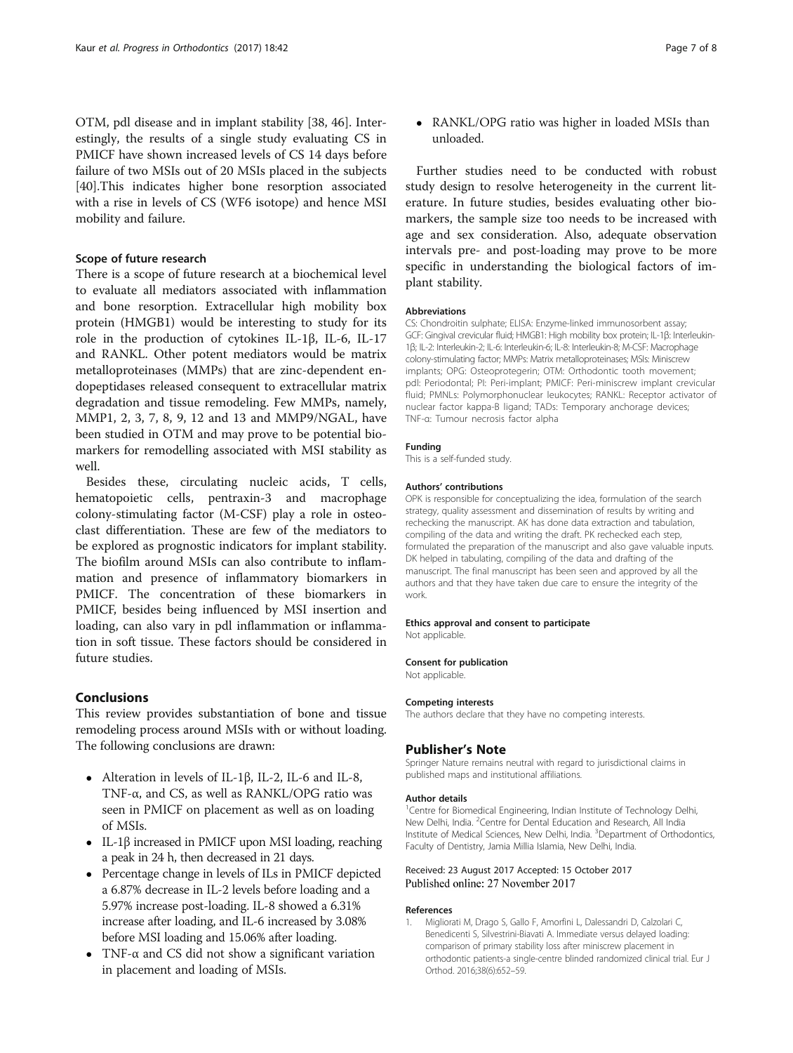OTM, pdl disease and in implant stability [38, 46]. Interestingly, the results of a single study evaluating CS in PMICF have shown increased levels of CS 14 days before failure of two MSIs out of 20 MSIs placed in the subjects [40].This indicates higher bone resorption associated with a rise in levels of CS (WF6 isotope) and hence MSI mobility and failure.

### Scope of future research

There is a scope of future research at a biochemical level to evaluate all mediators associated with inflammation and bone resorption. Extracellular high mobility box protein (HMGB1) would be interesting to study for its role in the production of cytokines IL-1β, IL-6, IL-17 and RANKL. Other potent mediators would be matrix metalloproteinases (MMPs) that are zinc-dependent endopeptidases released consequent to extracellular matrix degradation and tissue remodeling. Few MMPs, namely, MMP1, 2, 3, 7, 8, 9, 12 and 13 and MMP9/NGAL, have been studied in OTM and may prove to be potential biomarkers for remodelling associated with MSI stability as well.

Besides these, circulating nucleic acids, T cells, hematopoietic cells, pentraxin-3 and macrophage colony-stimulating factor (M-CSF) play a role in osteoclast differentiation. These are few of the mediators to be explored as prognostic indicators for implant stability. The biofilm around MSIs can also contribute to inflammation and presence of inflammatory biomarkers in PMICF. The concentration of these biomarkers in PMICF, besides being influenced by MSI insertion and loading, can also vary in pdl inflammation or inflammation in soft tissue. These factors should be considered in future studies.

## Conclusions

This review provides substantiation of bone and tissue remodeling process around MSIs with or without loading. The following conclusions are drawn:

- Alteration in levels of IL-1β, IL-2, IL-6 and IL-8, TNF-α, and CS, as well as RANKL/OPG ratio was seen in PMICF on placement as well as on loading of MSIs.
- IL-1β increased in PMICF upon MSI loading, reaching a peak in 24 h, then decreased in 21 days.
- Percentage change in levels of ILs in PMICF depicted a 6.87% decrease in IL-2 levels before loading and a 5.97% increase post-loading. IL-8 showed a 6.31% increase after loading, and IL-6 increased by 3.08% before MSI loading and 15.06% after loading.
- TNF-α and CS did not show a significant variation in placement and loading of MSIs.
- RANKL/OPG ratio was higher in loaded MSIs than unloaded.

Further studies need to be conducted with robust study design to resolve heterogeneity in the current literature. In future studies, besides evaluating other biomarkers, the sample size too needs to be increased with age and sex consideration. Also, adequate observation intervals pre- and post-loading may prove to be more specific in understanding the biological factors of implant stability.

#### Abbreviations

CS: Chondroitin sulphate; ELISA: Enzyme-linked immunosorbent assay; GCF: Gingival crevicular fluid; HMGB1: High mobility box protein; IL-1β: Interleukin-1β; IL-2: Interleukin-2; IL-6: Interleukin-6; IL-8: Interleukin-8; M-CSF: Macrophage colony-stimulating factor; MMPs: Matrix metalloproteinases; MSIs: Miniscrew implants; OPG: Osteoprotegerin; OTM: Orthodontic tooth movement; pdl: Periodontal; PI: Peri-implant; PMICF: Peri-miniscrew implant crevicular fluid; PMNLs: Polymorphonuclear leukocytes; RANKL: Receptor activator of nuclear factor kappa-B ligand; TADs: Temporary anchorage devices; TNF-α: Tumour necrosis factor alpha

#### Funding

This is a self-funded study.

#### Authors' contributions

OPK is responsible for conceptualizing the idea, formulation of the search strategy, quality assessment and dissemination of results by writing and rechecking the manuscript. AK has done data extraction and tabulation, compiling of the data and writing the draft. PK rechecked each step, formulated the preparation of the manuscript and also gave valuable inputs. DK helped in tabulating, compiling of the data and drafting of the manuscript. The final manuscript has been seen and approved by all the authors and that they have taken due care to ensure the integrity of the work.

#### Ethics approval and consent to participate

Not applicable.

#### Consent for publication

Not applicable.

#### Competing interests

The authors declare that they have no competing interests.

## Publisher's Note

Springer Nature remains neutral with regard to jurisdictional claims in published maps and institutional affiliations.

#### Author details

[1]Centre for Biomedical Engineering, Indian Institute of Technology Delhi, New Delhi, India. [2]Centre for Dental Education and Research, All India Institute of Medical Sciences, New Delhi, India. [3]Department of Orthodontics, Faculty of Dentistry, Jamia Millia Islamia, New Delhi, India.

Received: 23 August 2017 Accepted: 15 October 2017
Published online: 27 November 2017

#### References

1. Migliorati M, Drago S, Gallo F, Amorfini L, Dalessandri D, Calzolari C, Benedicenti S, Silvestrini-Biavati A. Immediate versus delayed loading: comparison of primary stability loss after miniscrew placement in orthodontic patients-a single-centre blinded randomized clinical trial. Eur J Orthod. 2016;38(6):652–59.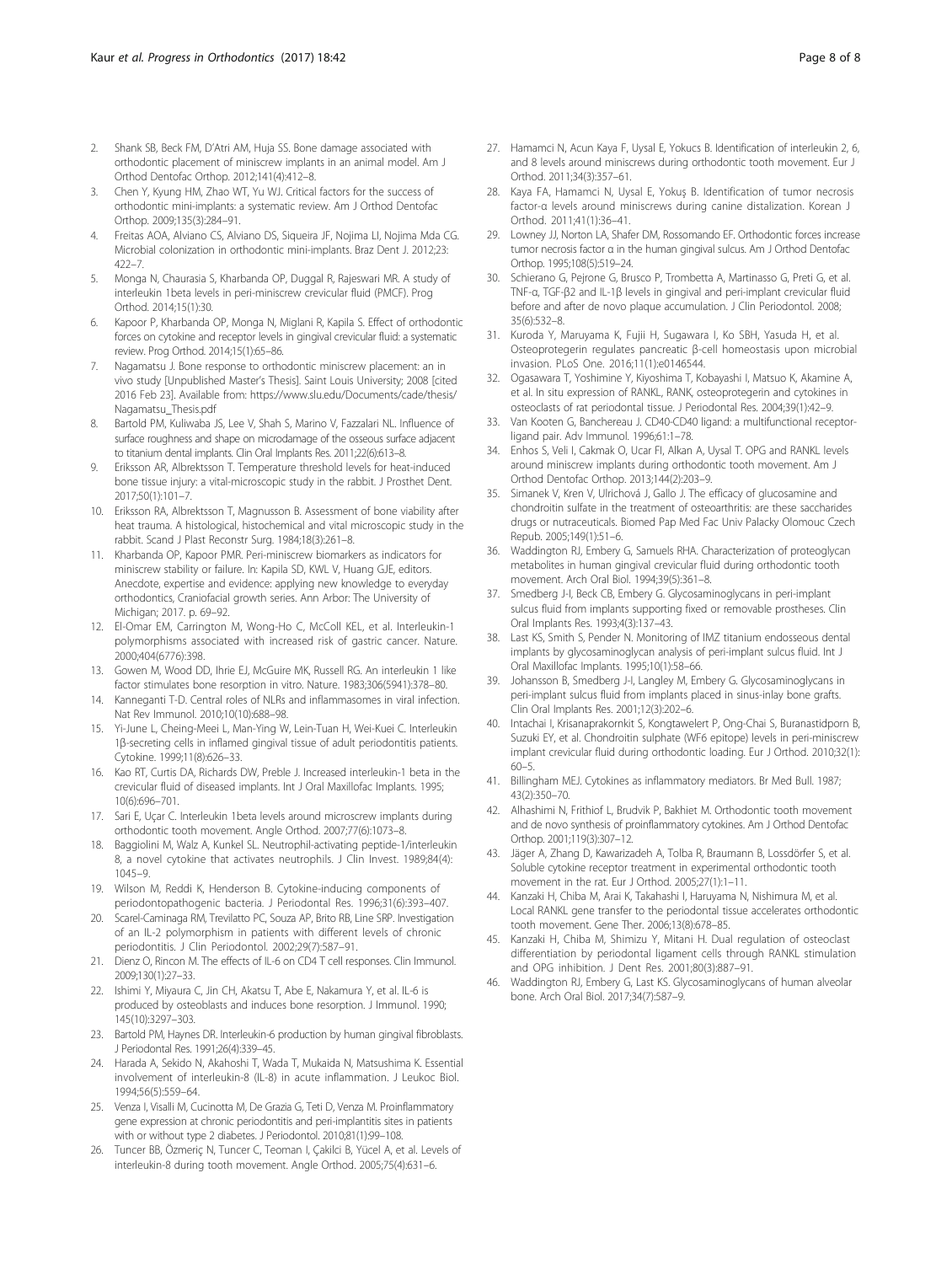2. Shank SB, Beck FM, D'Atri AM, Huja SS. Bone damage associated with orthodontic placement of miniscrew implants in an animal model. Am J Orthod Dentofac Orthop. 2012;141(4):412–8.
3. Chen Y, Kyung HM, Zhao WT, Yu WJ. Critical factors for the success of orthodontic mini-implants: a systematic review. Am J Orthod Dentofac Orthop. 2009;135(3):284–91.
4. Freitas AOA, Alviano CS, Alviano DS, Siqueira JF, Nojima LI, Nojima Mda CG. Microbial colonization in orthodontic mini-implants. Braz Dent J. 2012;23:422–7.
5. Monga N, Chaurasia S, Kharbanda OP, Duggal R, Rajeswari MR. A study of interleukin 1beta levels in peri-miniscrew crevicular fluid (PMCF). Prog Orthod. 2014;15(1):30.
6. Kapoor P, Kharbanda OP, Monga N, Miglani R, Kapila S. Effect of orthodontic forces on cytokine and receptor levels in gingival crevicular fluid: a systematic review. Prog Orthod. 2014;15(1):65–86.
7. Nagamatsu J. Bone response to orthodontic miniscrew placement: an in vivo study [Unpublished Master's Thesis]. Saint Louis University; 2008 [cited 2016 Feb 23]. Available from: https://www.slu.edu/Documents/cade/thesis/Nagamatsu_Thesis.pdf
8. Bartold PM, Kuliwaba JS, Lee V, Shah S, Marino V, Fazzalari NL. Influence of surface roughness and shape on microdamage of the osseous surface adjacent to titanium dental implants. Clin Oral Implants Res. 2011;22(6):613–8.
9. Eriksson AR, Albrektsson T. Temperature threshold levels for heat-induced bone tissue injury: a vital-microscopic study in the rabbit. J Prosthet Dent. 2017;50(1):101–7.
10. Eriksson RA, Albrektsson T, Magnusson B. Assessment of bone viability after heat trauma. A histological, histochemical and vital microscopic study in the rabbit. Scand J Plast Reconstr Surg. 1984;18(3):261–8.
11. Kharbanda OP, Kapoor PMR. Peri-miniscrew biomarkers as indicators for miniscrew stability or failure. In: Kapila SD, KWL V, Huang GJE, editors. Anecdote, expertise and evidence: applying new knowledge to everyday orthodontics, Craniofacial growth series. Ann Arbor: The University of Michigan; 2017. p. 69–92.
12. El-Omar EM, Carrington M, Wong-Ho C, McColl KEL, et al. Interleukin-1 polymorphisms associated with increased risk of gastric cancer. Nature. 2000;404(6776):398.
13. Gowen M, Wood DD, Ihrie EJ, McGuire MK, Russell RG. An interleukin 1 like factor stimulates bone resorption in vitro. Nature. 1983;306(5941):378–80.
14. Kanneganti T-D. Central roles of NLRs and inflammasomes in viral infection. Nat Rev Immunol. 2010;10(10):688–98.
15. Yi-June L, Cheing-Meei L, Man-Ying W, Lein-Tuan H, Wei-Kuei C. Interleukin 1β-secreting cells in inflamed gingival tissue of adult periodontitis patients. Cytokine. 1999;11(8):626–33.
16. Kao RT, Curtis DA, Richards DW, Preble J. Increased interleukin-1 beta in the crevicular fluid of diseased implants. Int J Oral Maxillofac Implants. 1995;10(6):696–701.
17. Sari E, Uçar C. Interleukin 1beta levels around microscrew implants during orthodontic tooth movement. Angle Orthod. 2007;77(6):1073–8.
18. Baggiolini M, Walz A, Kunkel SL. Neutrophil-activating peptide-1/interleukin 8, a novel cytokine that activates neutrophils. J Clin Invest. 1989;84(4):1045–9.
19. Wilson M, Reddi K, Henderson B. Cytokine-inducing components of periodontopathogenic bacteria. J Periodontal Res. 1996;31(6):393–407.
20. Scarel-Caminaga RM, Trevilatto PC, Souza AP, Brito RB, Line SRP. Investigation of an IL-2 polymorphism in patients with different levels of chronic periodontitis. J Clin Periodontol. 2002;29(7):587–91.
21. Dienz O, Rincon M. The effects of IL-6 on CD4 T cell responses. Clin Immunol. 2009;130(1):27–33.
22. Ishimi Y, Miyaura C, Jin CH, Akatsu T, Abe E, Nakamura Y, et al. IL-6 is produced by osteoblasts and induces bone resorption. J Immunol. 1990;145(10):3297–303.
23. Bartold PM, Haynes DR. Interleukin-6 production by human gingival fibroblasts. J Periodontal Res. 1991;26(4):339–45.
24. Harada A, Sekido N, Akahoshi T, Wada T, Mukaida N, Matsushima K. Essential involvement of interleukin-8 (IL-8) in acute inflammation. J Leukoc Biol. 1994;56(5):559–64.
25. Venza I, Visalli M, Cucinotta M, De Grazia G, Teti D, Venza M. Proinflammatory gene expression at chronic periodontitis and peri-implantitis sites in patients with or without type 2 diabetes. J Periodontol. 2010;81(1):99–108.
26. Tuncer BB, Özmeriç N, Tuncer C, Teoman I, Çakilci B, Yücel A, et al. Levels of interleukin-8 during tooth movement. Angle Orthod. 2005;75(4):631–6.
27. Hamamci N, Acun Kaya F, Uysal E, Yokucs B. Identification of interleukin 2, 6, and 8 levels around miniscrews during orthodontic tooth movement. Eur J Orthod. 2011;34(3):357–61.
28. Kaya FA, Hamamci N, Uysal E, Yokuş B. Identification of tumor necrosis factor-α levels around miniscrews during canine distalization. Korean J Orthod. 2011;41(1):36–41.
29. Lowney JJ, Norton LA, Shafer DM, Rossomando EF. Orthodontic forces increase tumor necrosis factor α in the human gingival sulcus. Am J Orthod Dentofac Orthop. 1995;108(5):519–24.
30. Schierano G, Pejrone G, Brusco P, Trombetta A, Martinasso G, Preti G, et al. TNF-α, TGF-β2 and IL-1β levels in gingival and peri-implant crevicular fluid before and after de novo plaque accumulation. J Clin Periodontol. 2008;35(6):532–8.
31. Kuroda Y, Maruyama K, Fujii H, Sugawara I, Ko SBH, Yasuda H, et al. Osteoprotegerin regulates pancreatic β-cell homeostasis upon microbial invasion. PLoS One. 2016;11(1):e0146544.
32. Ogasawara T, Yoshimine Y, Kiyoshima T, Kobayashi I, Matsuo K, Akamine A, et al. In situ expression of RANKL, RANK, osteoprotegerin and cytokines in osteoclasts of rat periodontal tissue. J Periodontal Res. 2004;39(1):42–9.
33. Van Kooten G, Banchereau J. CD40-CD40 ligand: a multifunctional receptor-ligand pair. Adv Immunol. 1996;61:1–78.
34. Enhos S, Veli I, Cakmak O, Ucar FI, Alkan A, Uysal T. OPG and RANKL levels around miniscrew implants during orthodontic tooth movement. Am J Orthod Dentofac Orthop. 2013;144(2):203–9.
35. Simanek V, Kren V, Ulrichová J, Gallo J. The efficacy of glucosamine and chondroitin sulfate in the treatment of osteoarthritis: are these saccharides drugs or nutraceuticals. Biomed Pap Med Fac Univ Palacky Olomouc Czech Repub. 2005;149(1):51–6.
36. Waddington RJ, Embery G, Samuels RHA. Characterization of proteoglycan metabolites in human gingival crevicular fluid during orthodontic tooth movement. Arch Oral Biol. 1994;39(5):361–8.
37. Smedberg J-I, Beck CB, Embery G. Glycosaminoglycans in peri-implant sulcus fluid from implants supporting fixed or removable prostheses. Clin Oral Implants Res. 1993;4(3):137–43.
38. Last KS, Smith S, Pender N. Monitoring of IMZ titanium endosseous dental implants by glycosaminoglycan analysis of peri-implant sulcus fluid. Int J Oral Maxillofac Implants. 1995;10(1):58–66.
39. Johansson B, Smedberg J-I, Langley M, Embery G. Glycosaminoglycans in peri-implant sulcus fluid from implants placed in sinus-inlay bone grafts. Clin Oral Implants Res. 2001;12(3):202–6.
40. Intachai I, Krisanaprakornkit S, Kongtawelert P, Ong-Chai S, Buranastidporn B, Suzuki EY, et al. Chondroitin sulphate (WF6 epitope) levels in peri-miniscrew implant crevicular fluid during orthodontic loading. Eur J Orthod. 2010;32(1):60–5.
41. Billingham MEJ. Cytokines as inflammatory mediators. Br Med Bull. 1987;43(2):350–70.
42. Alhashimi N, Frithiof L, Brudvik P, Bakhiet M. Orthodontic tooth movement and de novo synthesis of proinflammatory cytokines. Am J Orthod Dentofac Orthop. 2001;119(3):307–12.
43. Jäger A, Zhang D, Kawarizadeh A, Tolba R, Braumann B, Lossdörfer S, et al. Soluble cytokine receptor treatment in experimental orthodontic tooth movement in the rat. Eur J Orthod. 2005;27(1):1–11.
44. Kanzaki H, Chiba M, Arai K, Takahashi I, Haruyama N, Nishimura M, et al. Local RANKL gene transfer to the periodontal tissue accelerates orthodontic tooth movement. Gene Ther. 2006;13(8):678–85.
45. Kanzaki H, Chiba M, Shimizu Y, Mitani H. Dual regulation of osteoclast differentiation by periodontal ligament cells through RANKL stimulation and OPG inhibition. J Dent Res. 2001;80(3):887–91.
46. Waddington RJ, Embery G, Last KS. Glycosaminoglycans of human alveolar bone. Arch Oral Biol. 2017;34(7):587–9.